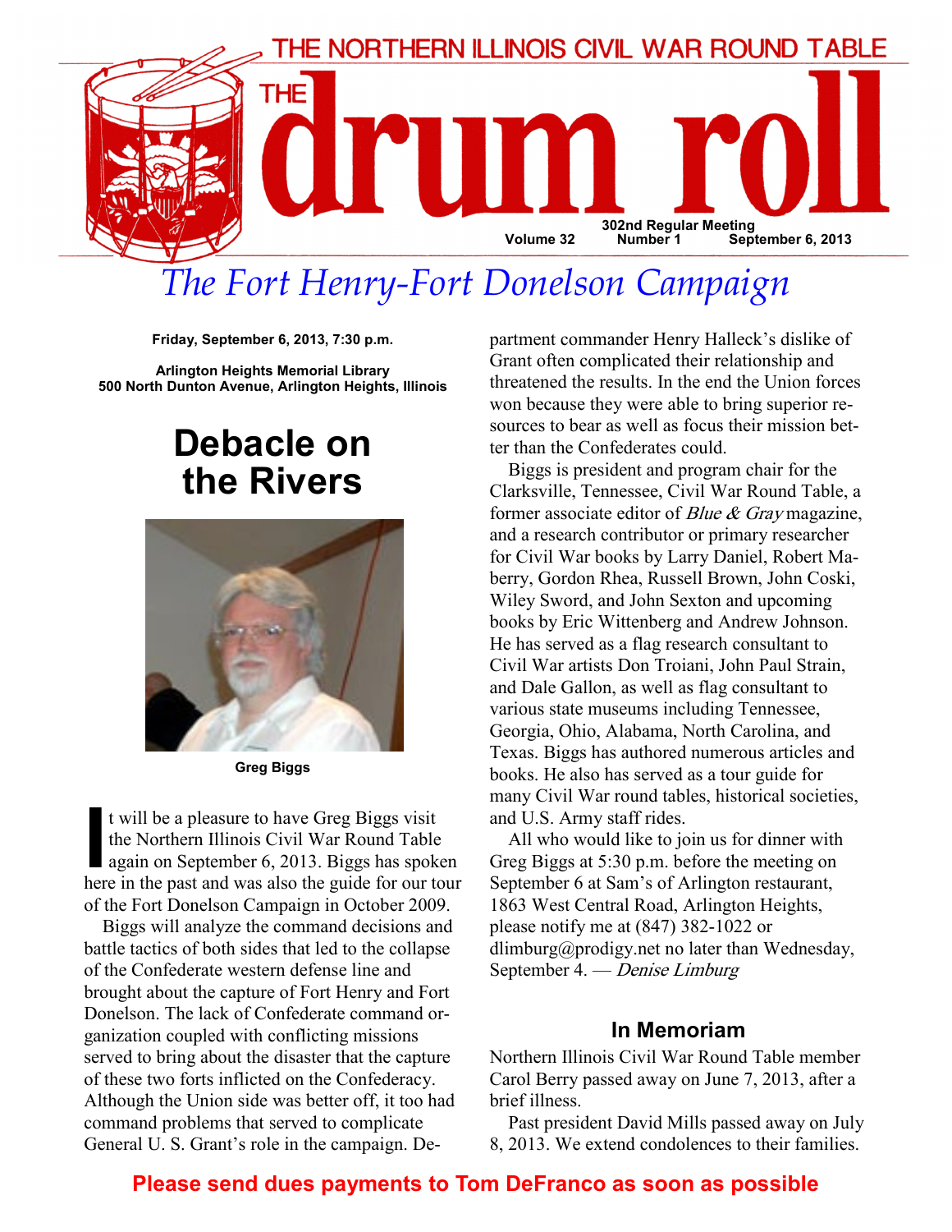# THE NORTHERN ILLINOIS CIVIL WAR ROUND TABLE

# THE drum roll

Volume 32 | 302nd Regular Meeting Number 1 | September 6, 2013

## *The Fort Henry-Fort Donelson Campaign*

**Friday, September 6, 2013, 7:30 p.m.**

**Arlington Heights Memorial Library**
**500 North Dunton Avenue, Arlington Heights, Illinois**

## Debacle on the Rivers

**Greg Biggs**

It will be a pleasure to have Greg Biggs visit the Northern Illinois Civil War Round Table again on September 6, 2013. Biggs has spoken here in the past and was also the guide for our tour of the Fort Donelson Campaign in October 2009.

Biggs will analyze the command decisions and battle tactics of both sides that led to the collapse of the Confederate western defense line and brought about the capture of Fort Henry and Fort Donelson. The lack of Confederate command organization coupled with conflicting missions served to bring about the disaster that the capture of these two forts inflicted on the Confederacy. Although the Union side was better off, it too had command problems that served to complicate General U. S. Grant's role in the campaign. Department commander Henry Halleck's dislike of Grant often complicated their relationship and threatened the results. In the end the Union forces won because they were able to bring superior resources to bear as well as focus their mission better than the Confederates could.

Biggs is president and program chair for the Clarksville, Tennessee, Civil War Round Table, a former associate editor of *Blue & Gray* magazine, and a research contributor or primary researcher for Civil War books by Larry Daniel, Robert Maberry, Gordon Rhea, Russell Brown, John Coski, Wiley Sword, and John Sexton and upcoming books by Eric Wittenberg and Andrew Johnson. He has served as a flag research consultant to Civil War artists Don Troiani, John Paul Strain, and Dale Gallon, as well as flag consultant to various state museums including Tennessee, Georgia, Ohio, Alabama, North Carolina, and Texas. Biggs has authored numerous articles and books. He also has served as a tour guide for many Civil War round tables, historical societies, and U.S. Army staff rides.

All who would like to join us for dinner with Greg Biggs at 5:30 p.m. before the meeting on September 6 at Sam's of Arlington restaurant, 1863 West Central Road, Arlington Heights, please notify me at (847) 382-1022 or dlimburg@prodigy.net no later than Wednesday, September 4. — *Denise Limburg*

### In Memoriam

Northern Illinois Civil War Round Table member Carol Berry passed away on June 7, 2013, after a brief illness.

Past president David Mills passed away on July 8, 2013. We extend condolences to their families.

**Please send dues payments to Tom DeFranco as soon as possible**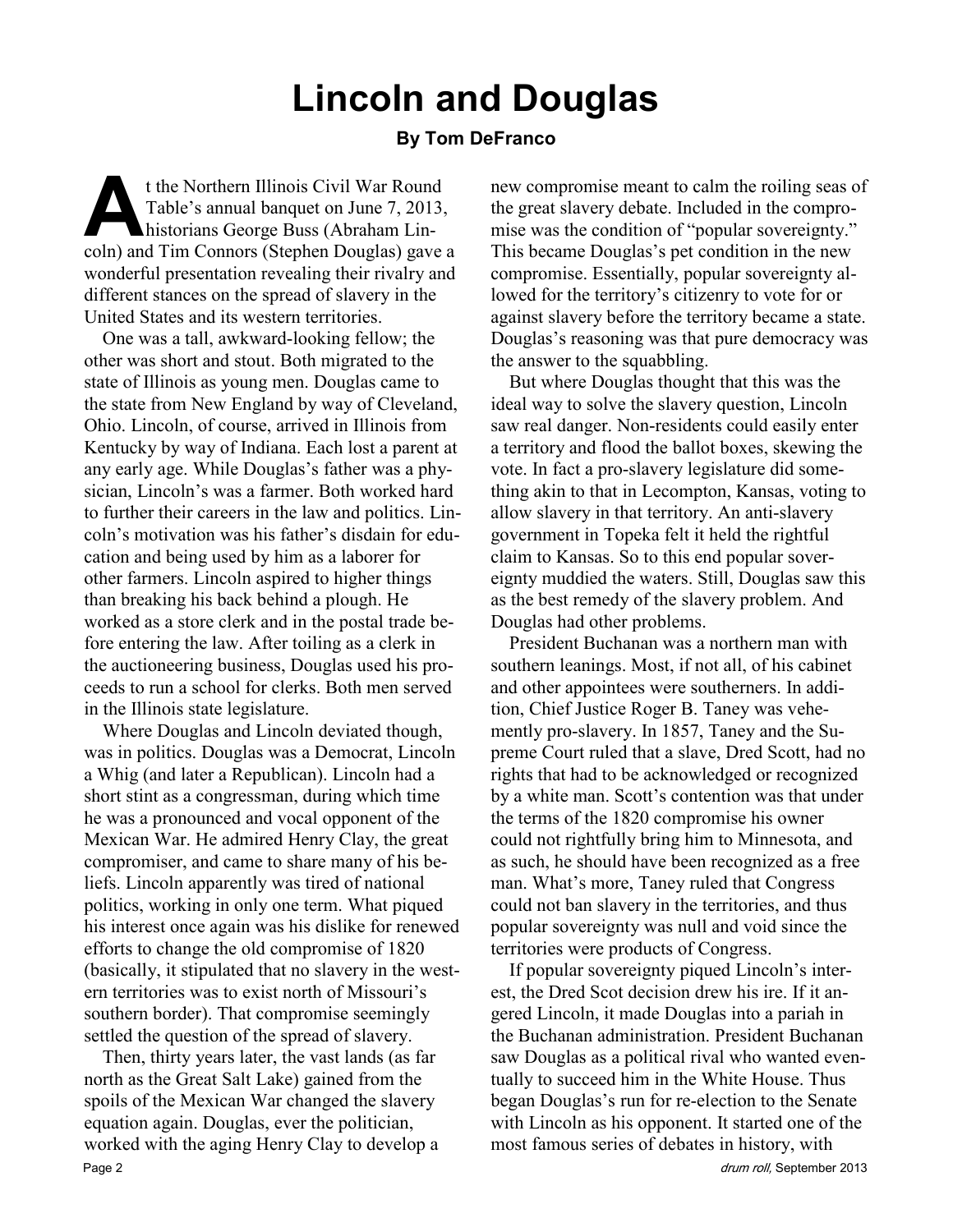# Lincoln and Douglas

**By Tom DeFranco**

At the Northern Illinois Civil War Round Table's annual banquet on June 7, 2013, historians George Buss (Abraham Lincoln) and Tim Connors (Stephen Douglas) gave a wonderful presentation revealing their rivalry and different stances on the spread of slavery in the United States and its western territories.

One was a tall, awkward-looking fellow; the other was short and stout. Both migrated to the state of Illinois as young men. Douglas came to the state from New England by way of Cleveland, Ohio. Lincoln, of course, arrived in Illinois from Kentucky by way of Indiana. Each lost a parent at any early age. While Douglas's father was a physician, Lincoln's was a farmer. Both worked hard to further their careers in the law and politics. Lincoln's motivation was his father's disdain for education and being used by him as a laborer for other farmers. Lincoln aspired to higher things than breaking his back behind a plough. He worked as a store clerk and in the postal trade before entering the law. After toiling as a clerk in the auctioneering business, Douglas used his proceeds to run a school for clerks. Both men served in the Illinois state legislature.

Where Douglas and Lincoln deviated though, was in politics. Douglas was a Democrat, Lincoln a Whig (and later a Republican). Lincoln had a short stint as a congressman, during which time he was a pronounced and vocal opponent of the Mexican War. He admired Henry Clay, the great compromiser, and came to share many of his beliefs. Lincoln apparently was tired of national politics, working in only one term. What piqued his interest once again was his dislike for renewed efforts to change the old compromise of 1820 (basically, it stipulated that no slavery in the western territories was to exist north of Missouri's southern border). That compromise seemingly settled the question of the spread of slavery.

Then, thirty years later, the vast lands (as far north as the Great Salt Lake) gained from the spoils of the Mexican War changed the slavery equation again. Douglas, ever the politician, worked with the aging Henry Clay to develop a new compromise meant to calm the roiling seas of the great slavery debate. Included in the compromise was the condition of "popular sovereignty." This became Douglas's pet condition in the new compromise. Essentially, popular sovereignty allowed for the territory's citizenry to vote for or against slavery before the territory became a state. Douglas's reasoning was that pure democracy was the answer to the squabbling.

But where Douglas thought that this was the ideal way to solve the slavery question, Lincoln saw real danger. Non-residents could easily enter a territory and flood the ballot boxes, skewing the vote. In fact a pro-slavery legislature did something akin to that in Lecompton, Kansas, voting to allow slavery in that territory. An anti-slavery government in Topeka felt it held the rightful claim to Kansas. So to this end popular sovereignty muddied the waters. Still, Douglas saw this as the best remedy of the slavery problem. And Douglas had other problems.

President Buchanan was a northern man with southern leanings. Most, if not all, of his cabinet and other appointees were southerners. In addition, Chief Justice Roger B. Taney was vehemently pro-slavery. In 1857, Taney and the Supreme Court ruled that a slave, Dred Scott, had no rights that had to be acknowledged or recognized by a white man. Scott's contention was that under the terms of the 1820 compromise his owner could not rightfully bring him to Minnesota, and as such, he should have been recognized as a free man. What's more, Taney ruled that Congress could not ban slavery in the territories, and thus popular sovereignty was null and void since the territories were products of Congress.

If popular sovereignty piqued Lincoln's interest, the Dred Scot decision drew his ire. If it angered Lincoln, it made Douglas into a pariah in the Buchanan administration. President Buchanan saw Douglas as a political rival who wanted eventually to succeed him in the White House. Thus began Douglas's run for re-election to the Senate with Lincoln as his opponent. It started one of the most famous series of debates in history, with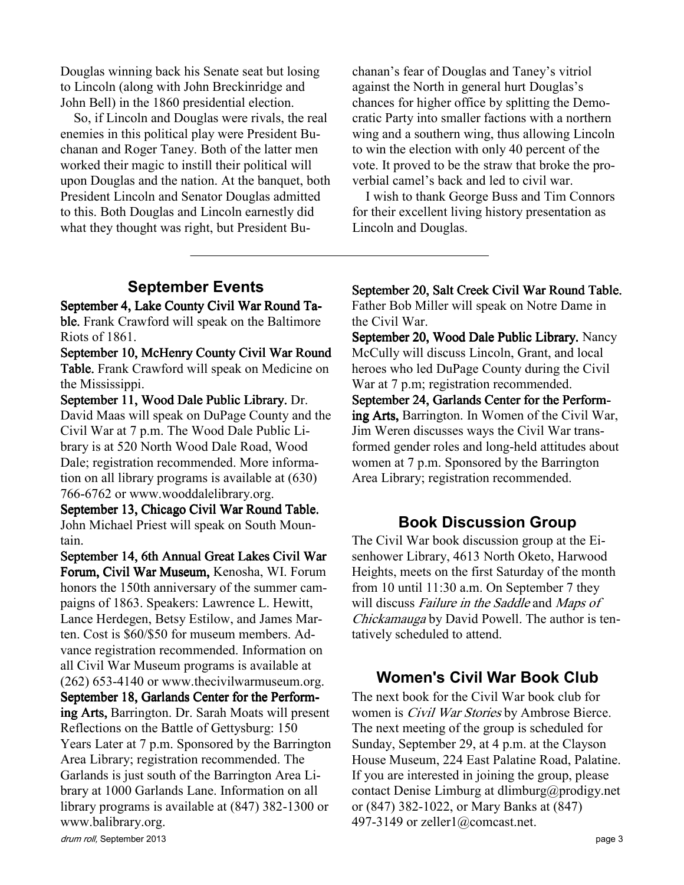Douglas winning back his Senate seat but losing to Lincoln (along with John Breckinridge and John Bell) in the 1860 presidential election.

So, if Lincoln and Douglas were rivals, the real enemies in this political play were President Buchanan and Roger Taney. Both of the latter men worked their magic to instill their political will upon Douglas and the nation. At the banquet, both President Lincoln and Senator Douglas admitted to this. Both Douglas and Lincoln earnestly did what they thought was right, but President Buchanan's fear of Douglas and Taney's vitriol against the North in general hurt Douglas's chances for higher office by splitting the Democratic Party into smaller factions with a northern wing and a southern wing, thus allowing Lincoln to win the election with only 40 percent of the vote. It proved to be the straw that broke the proverbial camel's back and led to civil war.

I wish to thank George Buss and Tim Connors for their excellent living history presentation as Lincoln and Douglas.

---

## September Events

**September 4, Lake County Civil War Round Table.** Frank Crawford will speak on the Baltimore Riots of 1861.

**September 10, McHenry County Civil War Round Table.** Frank Crawford will speak on Medicine on the Mississippi.

**September 11, Wood Dale Public Library.** Dr. David Maas will speak on DuPage County and the Civil War at 7 p.m. The Wood Dale Public Library is at 520 North Wood Dale Road, Wood Dale; registration recommended. More information on all library programs is available at (630) 766-6762 or www.wooddalelibrary.org.

**September 13, Chicago Civil War Round Table.** John Michael Priest will speak on South Mountain.

**September 14, 6th Annual Great Lakes Civil War Forum, Civil War Museum,** Kenosha, WI. Forum honors the 150th anniversary of the summer campaigns of 1863. Speakers: Lawrence L. Hewitt, Lance Herdegen, Betsy Estilow, and James Marten. Cost is $60/$50 for museum members. Advance registration recommended. Information on all Civil War Museum programs is available at (262) 653-4140 or www.thecivilwarmuseum.org.

**September 18, Garlands Center for the Performing Arts,** Barrington. Dr. Sarah Moats will present Reflections on the Battle of Gettysburg: 150 Years Later at 7 p.m. Sponsored by the Barrington Area Library; registration recommended. The Garlands is just south of the Barrington Area Library at 1000 Garlands Lane. Information on all library programs is available at (847) 382-1300 or www.balibrary.org.

**September 20, Salt Creek Civil War Round Table.** Father Bob Miller will speak on Notre Dame in the Civil War.

**September 20, Wood Dale Public Library.** Nancy McCully will discuss Lincoln, Grant, and local heroes who led DuPage County during the Civil War at 7 p.m; registration recommended.

**September 24, Garlands Center for the Performing Arts,** Barrington. In Women of the Civil War, Jim Weren discusses ways the Civil War transformed gender roles and long-held attitudes about women at 7 p.m. Sponsored by the Barrington Area Library; registration recommended.

## Book Discussion Group

The Civil War book discussion group at the Eisenhower Library, 4613 North Oketo, Harwood Heights, meets on the first Saturday of the month from 10 until 11:30 a.m. On September 7 they will discuss *Failure in the Saddle* and *Maps of Chickamauga* by David Powell. The author is tentatively scheduled to attend.

## Women's Civil War Book Club

The next book for the Civil War book club for women is *Civil War Stories* by Ambrose Bierce. The next meeting of the group is scheduled for Sunday, September 29, at 4 p.m. at the Clayson House Museum, 224 East Palatine Road, Palatine. If you are interested in joining the group, please contact Denise Limburg at dlimburg@prodigy.net or (847) 382-1022, or Mary Banks at (847) 497-3149 or zeller1@comcast.net.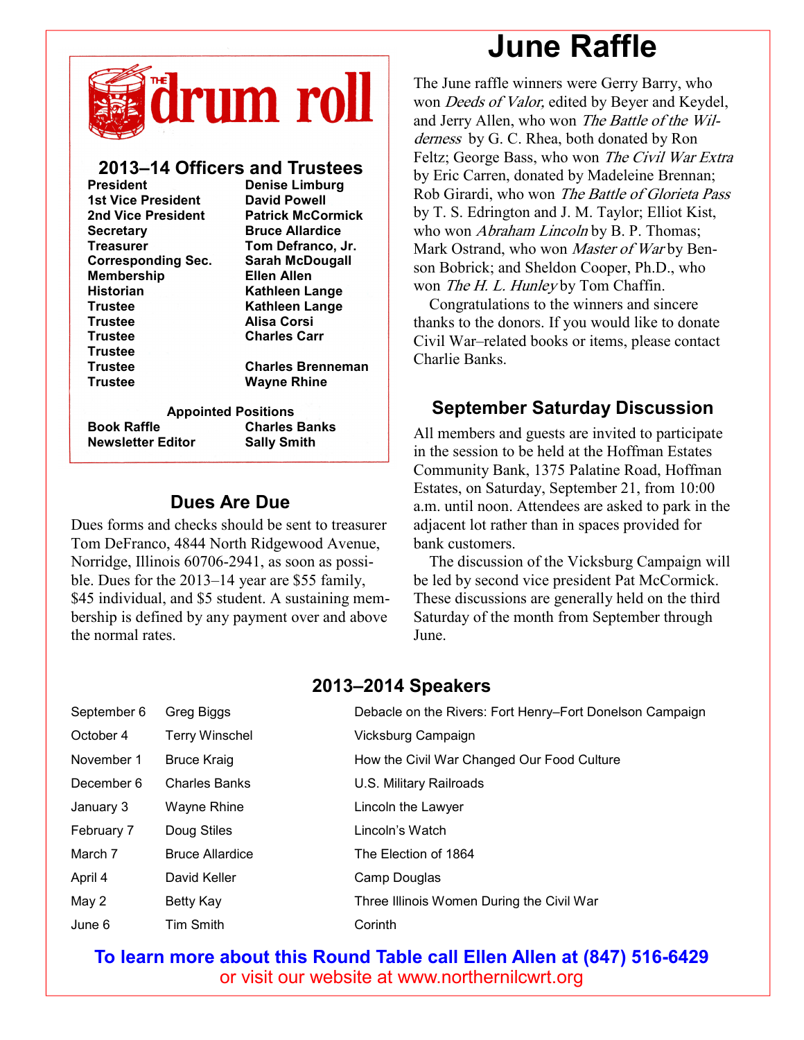THE drum roll

## 2013–14 Officers and Trustees

| | |
|---|---|
| President | Denise Limburg |
| 1st Vice President | David Powell |
| 2nd Vice President | Patrick McCormick |
| Secretary | Bruce Allardice |
| Treasurer | Tom Defranco, Jr. |
| Corresponding Sec. | Sarah McDougall |
| Membership | Ellen Allen |
| Historian | Kathleen Lange |
| Trustee | Kathleen Lange |
| Trustee | Alisa Corsi |
| Trustee | Charles Carr |
| Trustee | |
| Trustee | Charles Brenneman |
| Trustee | Wayne Rhine |

**Appointed Positions**

| | |
|---|---|
| Book Raffle | Charles Banks |
| Newsletter Editor | Sally Smith |

## Dues Are Due

Dues forms and checks should be sent to treasurer Tom DeFranco, 4844 North Ridgewood Avenue, Norridge, Illinois 60706-2941, as soon as possible. Dues for the 2013–14 year are $55 family, $45 individual, and $5 student. A sustaining membership is defined by any payment over and above the normal rates.

# June Raffle

The June raffle winners were Gerry Barry, who won *Deeds of Valor,* edited by Beyer and Keydel, and Jerry Allen, who won *The Battle of the Wilderness* by G. C. Rhea, both donated by Ron Feltz; George Bass, who won *The Civil War Extra* by Eric Carren, donated by Madeleine Brennan; Rob Girardi, who won *The Battle of Glorieta Pass* by T. S. Edrington and J. M. Taylor; Elliot Kist, who won *Abraham Lincoln* by B. P. Thomas; Mark Ostrand, who won *Master of War* by Benson Bobrick; and Sheldon Cooper, Ph.D., who won *The H. L. Hunley* by Tom Chaffin.

Congratulations to the winners and sincere thanks to the donors. If you would like to donate Civil War–related books or items, please contact Charlie Banks.

## September Saturday Discussion

All members and guests are invited to participate in the session to be held at the Hoffman Estates Community Bank, 1375 Palatine Road, Hoffman Estates, on Saturday, September 21, from 10:00 a.m. until noon. Attendees are asked to park in the adjacent lot rather than in spaces provided for bank customers.

The discussion of the Vicksburg Campaign will be led by second vice president Pat McCormick. These discussions are generally held on the third Saturday of the month from September through June.

## 2013–2014 Speakers

| | | |
|---|---|---|
| September 6 | Greg Biggs | Debacle on the Rivers: Fort Henry–Fort Donelson Campaign |
| October 4 | Terry Winschel | Vicksburg Campaign |
| November 1 | Bruce Kraig | How the Civil War Changed Our Food Culture |
| December 6 | Charles Banks | U.S. Military Railroads |
| January 3 | Wayne Rhine | Lincoln the Lawyer |
| February 7 | Doug Stiles | Lincoln's Watch |
| March 7 | Bruce Allardice | The Election of 1864 |
| April 4 | David Keller | Camp Douglas |
| May 2 | Betty Kay | Three Illinois Women During the Civil War |
| June 6 | Tim Smith | Corinth |

**To learn more about this Round Table call Ellen Allen at (847) 516-6429**
or visit our website at www.northernilcwrt.org